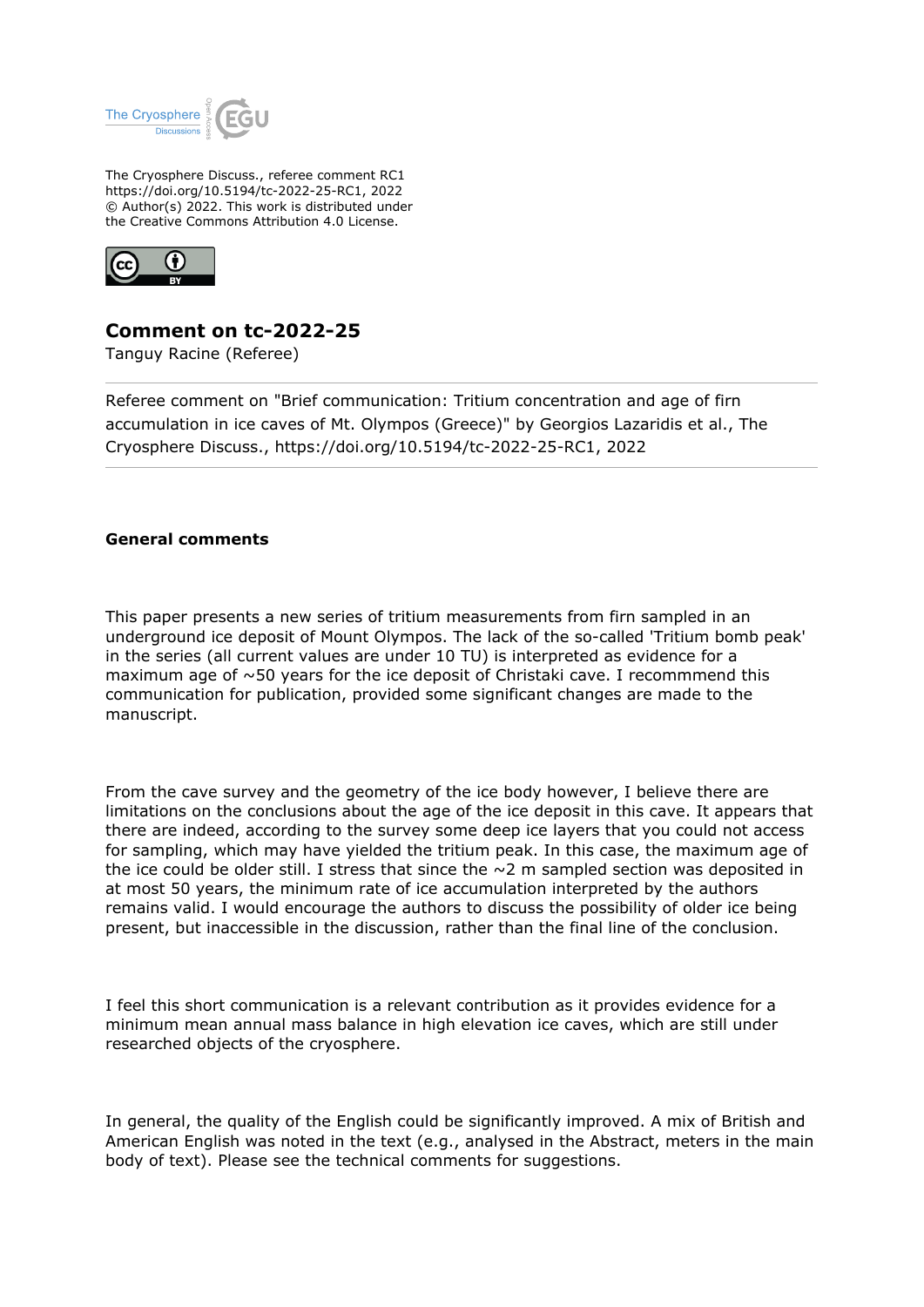The Cryosphere Discuss., referee comment RC1
https://doi.org/10.5194/tc-2022-25-RC1, 2022
© Author(s) 2022. This work is distributed under
the Creative Commons Attribution 4.0 License.

# Comment on tc-2022-25

Tanguy Racine (Referee)

Referee comment on "Brief communication: Tritium concentration and age of firn accumulation in ice caves of Mt. Olympos (Greece)" by Georgios Lazaridis et al., The Cryosphere Discuss., https://doi.org/10.5194/tc-2022-25-RC1, 2022

## General comments

This paper presents a new series of tritium measurements from firn sampled in an underground ice deposit of Mount Olympos. The lack of the so-called 'Tritium bomb peak' in the series (all current values are under 10 TU) is interpreted as evidence for a maximum age of ~50 years for the ice deposit of Christaki cave. I recommmend this communication for publication, provided some significant changes are made to the manuscript.

From the cave survey and the geometry of the ice body however, I believe there are limitations on the conclusions about the age of the ice deposit in this cave. It appears that there are indeed, according to the survey some deep ice layers that you could not access for sampling, which may have yielded the tritium peak. In this case, the maximum age of the ice could be older still. I stress that since the ~2 m sampled section was deposited in at most 50 years, the minimum rate of ice accumulation interpreted by the authors remains valid. I would encourage the authors to discuss the possibility of older ice being present, but inaccessible in the discussion, rather than the final line of the conclusion.

I feel this short communication is a relevant contribution as it provides evidence for a minimum mean annual mass balance in high elevation ice caves, which are still under researched objects of the cryosphere.

In general, the quality of the English could be significantly improved. A mix of British and American English was noted in the text (e.g., analysed in the Abstract, meters in the main body of text). Please see the technical comments for suggestions.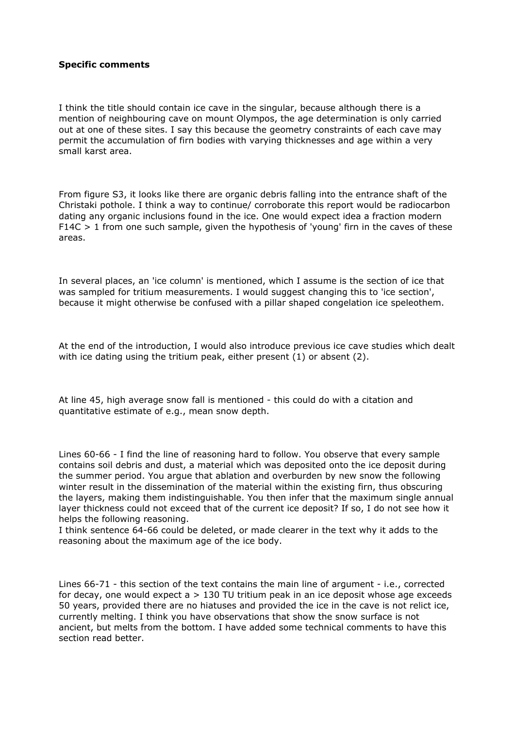**Specific comments**

I think the title should contain ice cave in the singular, because although there is a mention of neighbouring cave on mount Olympos, the age determination is only carried out at one of these sites. I say this because the geometry constraints of each cave may permit the accumulation of firn bodies with varying thicknesses and age within a very small karst area.

From figure S3, it looks like there are organic debris falling into the entrance shaft of the Christaki pothole. I think a way to continue/ corroborate this report would be radiocarbon dating any organic inclusions found in the ice. One would expect idea a fraction modern $F^{14}C > 1$ from one such sample, given the hypothesis of 'young' firn in the caves of these areas.

In several places, an 'ice column' is mentioned, which I assume is the section of ice that was sampled for tritium measurements. I would suggest changing this to 'ice section', because it might otherwise be confused with a pillar shaped congelation ice speleothem.

At the end of the introduction, I would also introduce previous ice cave studies which dealt with ice dating using the tritium peak, either present (1) or absent (2).

At line 45, high average snow fall is mentioned - this could do with a citation and quantitative estimate of e.g., mean snow depth.

Lines 60-66 - I find the line of reasoning hard to follow. You observe that every sample contains soil debris and dust, a material which was deposited onto the ice deposit during the summer period. You argue that ablation and overburden by new snow the following winter result in the dissemination of the material within the existing firn, thus obscuring the layers, making them indistinguishable. You then infer that the maximum single annual layer thickness could not exceed that of the current ice deposit? If so, I do not see how it helps the following reasoning.
I think sentence 64-66 could be deleted, or made clearer in the text why it adds to the reasoning about the maximum age of the ice body.

Lines 66-71 - this section of the text contains the main line of argument - i.e., corrected for decay, one would expect a > 130 TU tritium peak in an ice deposit whose age exceeds 50 years, provided there are no hiatuses and provided the ice in the cave is not relict ice, currently melting. I think you have observations that show the snow surface is not ancient, but melts from the bottom. I have added some technical comments to have this section read better.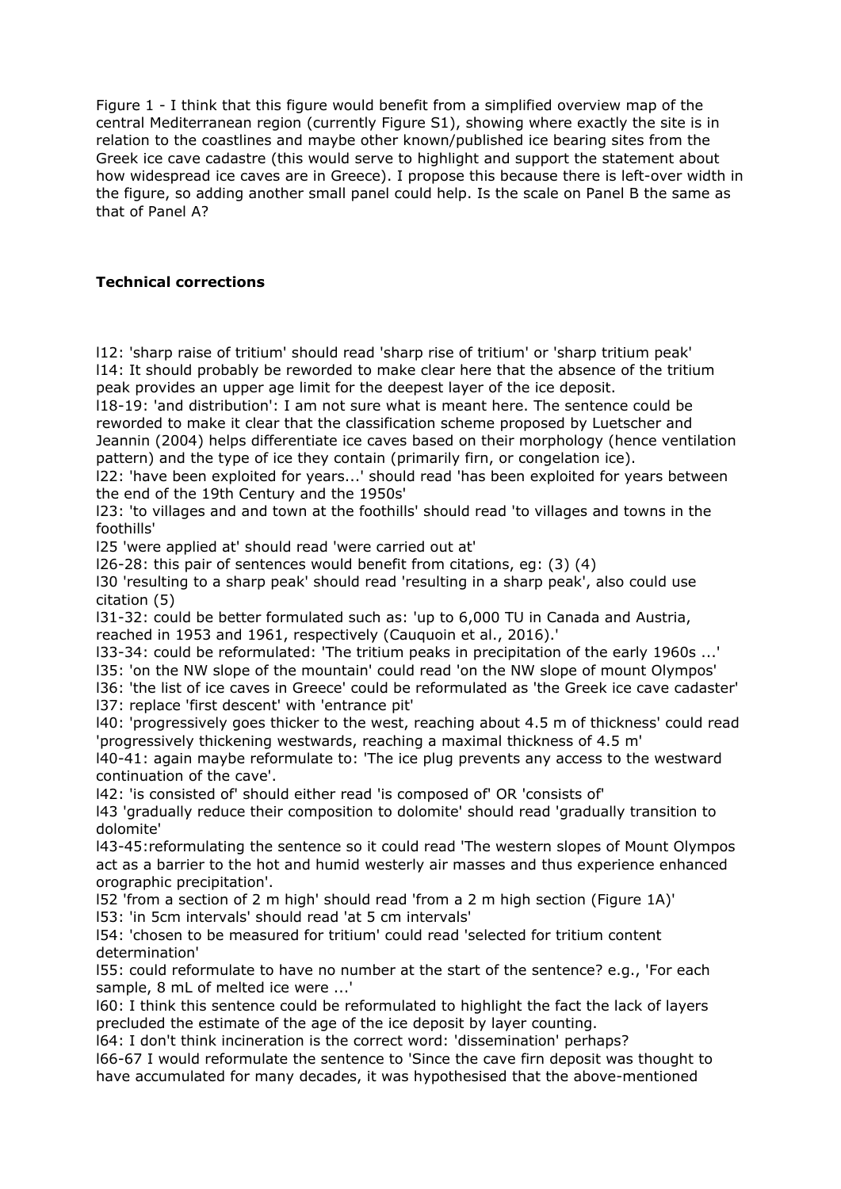Figure 1 - I think that this figure would benefit from a simplified overview map of the central Mediterranean region (currently Figure S1), showing where exactly the site is in relation to the coastlines and maybe other known/published ice bearing sites from the Greek ice cave cadastre (this would serve to highlight and support the statement about how widespread ice caves are in Greece). I propose this because there is left-over width in the figure, so adding another small panel could help. Is the scale on Panel B the same as that of Panel A?

**Technical corrections**

l12: 'sharp raise of tritium' should read 'sharp rise of tritium' or 'sharp tritium peak'
l14: It should probably be reworded to make clear here that the absence of the tritium peak provides an upper age limit for the deepest layer of the ice deposit.
l18-19: 'and distribution': I am not sure what is meant here. The sentence could be reworded to make it clear that the classification scheme proposed by Luetscher and Jeannin (2004) helps differentiate ice caves based on their morphology (hence ventilation pattern) and the type of ice they contain (primarily firn, or congelation ice).
l22: 'have been exploited for years...' should read 'has been exploited for years between the end of the 19th Century and the 1950s'
l23: 'to villages and and town at the foothills' should read 'to villages and towns in the foothills'
l25 'were applied at' should read 'were carried out at'
l26-28: this pair of sentences would benefit from citations, eg: (3) (4)
l30 'resulting to a sharp peak' should read 'resulting in a sharp peak', also could use citation (5)
l31-32: could be better formulated such as: 'up to 6,000 TU in Canada and Austria, reached in 1953 and 1961, respectively (Cauquoin et al., 2016).'
l33-34: could be reformulated: 'The tritium peaks in precipitation of the early 1960s ...'
l35: 'on the NW slope of the mountain' could read 'on the NW slope of mount Olympos'
l36: 'the list of ice caves in Greece' could be reformulated as 'the Greek ice cave cadaster'
l37: replace 'first descent' with 'entrance pit'
l40: 'progressively goes thicker to the west, reaching about 4.5 m of thickness' could read 'progressively thickening westwards, reaching a maximal thickness of 4.5 m'
l40-41: again maybe reformulate to: 'The ice plug prevents any access to the westward continuation of the cave'.
l42: 'is consisted of' should either read 'is composed of' OR 'consists of'
l43 'gradually reduce their composition to dolomite' should read 'gradually transition to dolomite'
l43-45:reformulating the sentence so it could read 'The western slopes of Mount Olympos act as a barrier to the hot and humid westerly air masses and thus experience enhanced orographic precipitation'.
l52 'from a section of 2 m high' should read 'from a 2 m high section (Figure 1A)'
l53: 'in 5cm intervals' should read 'at 5 cm intervals'
l54: 'chosen to be measured for tritium' could read 'selected for tritium content determination'
l55: could reformulate to have no number at the start of the sentence? e.g., 'For each sample, 8 mL of melted ice were ...'
l60: I think this sentence could be reformulated to highlight the fact the lack of layers precluded the estimate of the age of the ice deposit by layer counting.
l64: I don't think incineration is the correct word: 'dissemination' perhaps?
l66-67 I would reformulate the sentence to 'Since the cave firn deposit was thought to have accumulated for many decades, it was hypothesised that the above-mentioned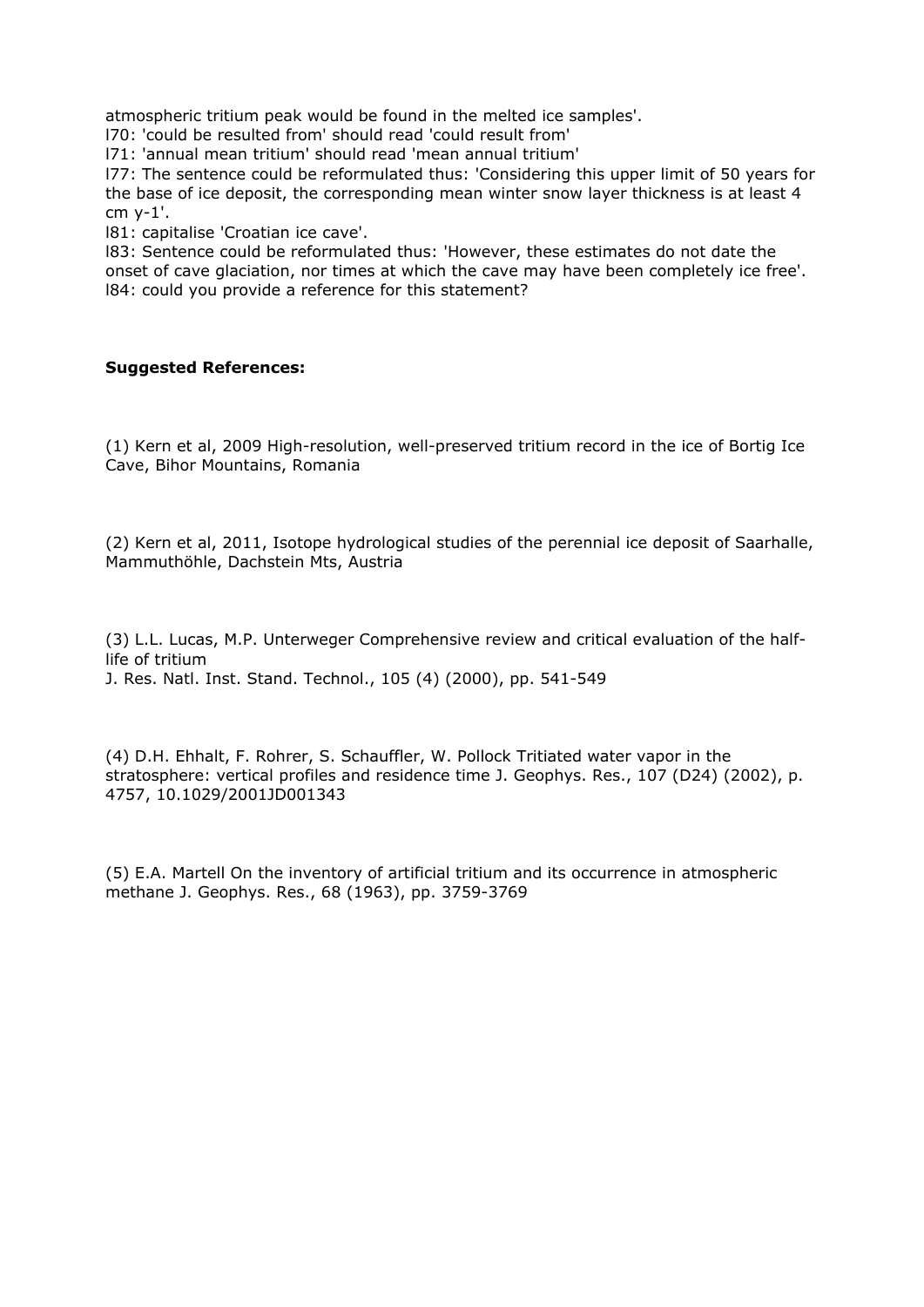atmospheric tritium peak would be found in the melted ice samples'.

l70: 'could be resulted from' should read 'could result from'

l71: 'annual mean tritium' should read 'mean annual tritium'

l77: The sentence could be reformulated thus: 'Considering this upper limit of 50 years for the base of ice deposit, the corresponding mean winter snow layer thickness is at least 4 cm y-1'.

l81: capitalise 'Croatian ice cave'.

l83: Sentence could be reformulated thus: 'However, these estimates do not date the onset of cave glaciation, nor times at which the cave may have been completely ice free'.

l84: could you provide a reference for this statement?

**Suggested References:**

(1) Kern et al, 2009 High-resolution, well-preserved tritium record in the ice of Bortig Ice Cave, Bihor Mountains, Romania

(2) Kern et al, 2011, Isotope hydrological studies of the perennial ice deposit of Saarhalle, Mammuthöhle, Dachstein Mts, Austria

(3) L.L. Lucas, M.P. Unterweger Comprehensive review and critical evaluation of the half-life of tritium
J. Res. Natl. Inst. Stand. Technol., 105 (4) (2000), pp. 541-549

(4) D.H. Ehhalt, F. Rohrer, S. Schauffler, W. Pollock Tritiated water vapor in the stratosphere: vertical profiles and residence time J. Geophys. Res., 107 (D24) (2002), p. 4757, 10.1029/2001JD001343

(5) E.A. Martell On the inventory of artificial tritium and its occurrence in atmospheric methane J. Geophys. Res., 68 (1963), pp. 3759-3769